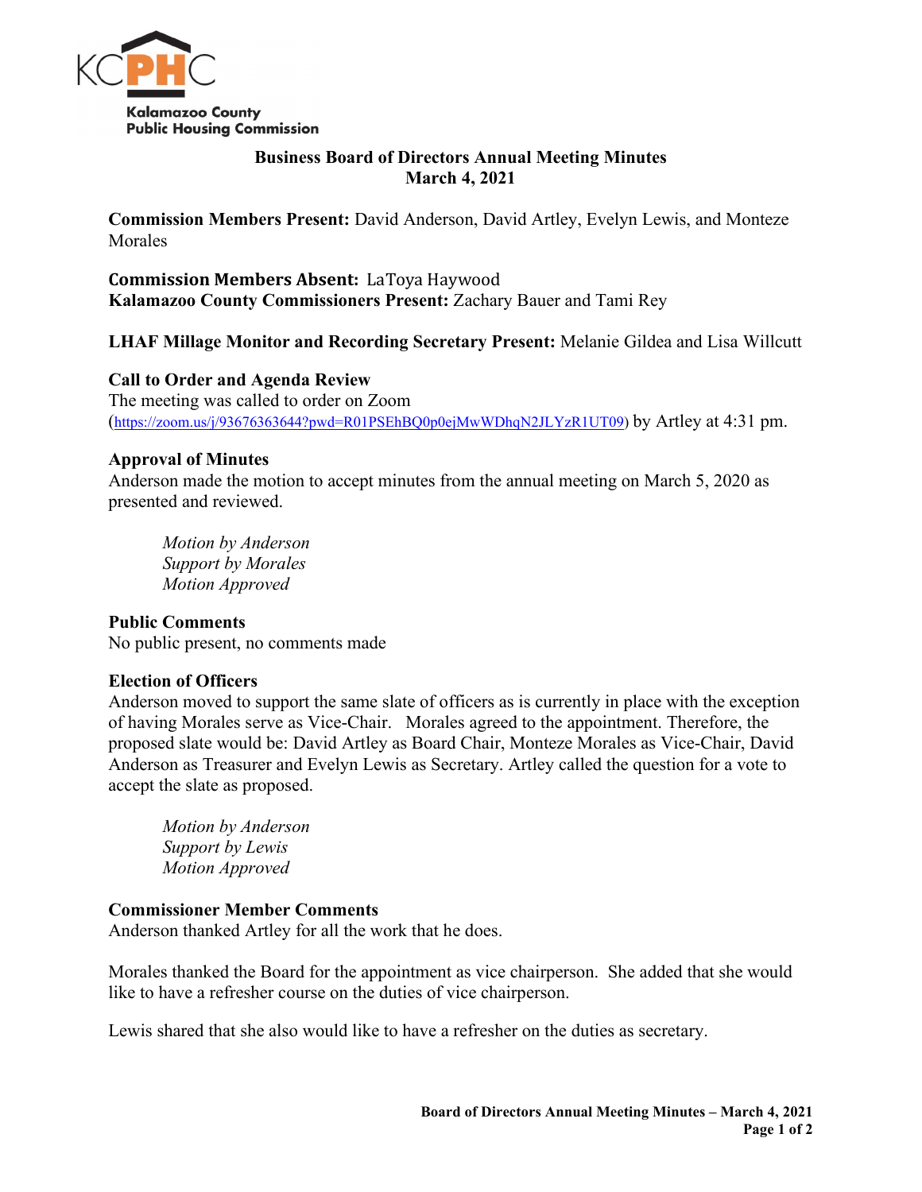Kalamazoo County Public Housing Commission

# Business Board of Directors Annual Meeting Minutes
## March 4, 2021

**Commission Members Present:** David Anderson, David Artley, Evelyn Lewis, and Monteze Morales

**Commission Members Absent:** LaToya Haywood
**Kalamazoo County Commissioners Present:** Zachary Bauer and Tami Rey

**LHAF Millage Monitor and Recording Secretary Present:** Melanie Gildea and Lisa Willcutt

### Call to Order and Agenda Review

The meeting was called to order on Zoom (https://zoom.us/j/93676363644?pwd=R01PSEhBQ0p0ejMwWDhqN2JLYzR1UT09) by Artley at 4:31 pm.

### Approval of Minutes

Anderson made the motion to accept minutes from the annual meeting on March 5, 2020 as presented and reviewed.

*Motion by Anderson*
*Support by Morales*
*Motion Approved*

### Public Comments

No public present, no comments made

### Election of Officers

Anderson moved to support the same slate of officers as is currently in place with the exception of having Morales serve as Vice-Chair. Morales agreed to the appointment. Therefore, the proposed slate would be: David Artley as Board Chair, Monteze Morales as Vice-Chair, David Anderson as Treasurer and Evelyn Lewis as Secretary. Artley called the question for a vote to accept the slate as proposed.

*Motion by Anderson*
*Support by Lewis*
*Motion Approved*

### Commissioner Member Comments

Anderson thanked Artley for all the work that he does.

Morales thanked the Board for the appointment as vice chairperson. She added that she would like to have a refresher course on the duties of vice chairperson.

Lewis shared that she also would like to have a refresher on the duties as secretary.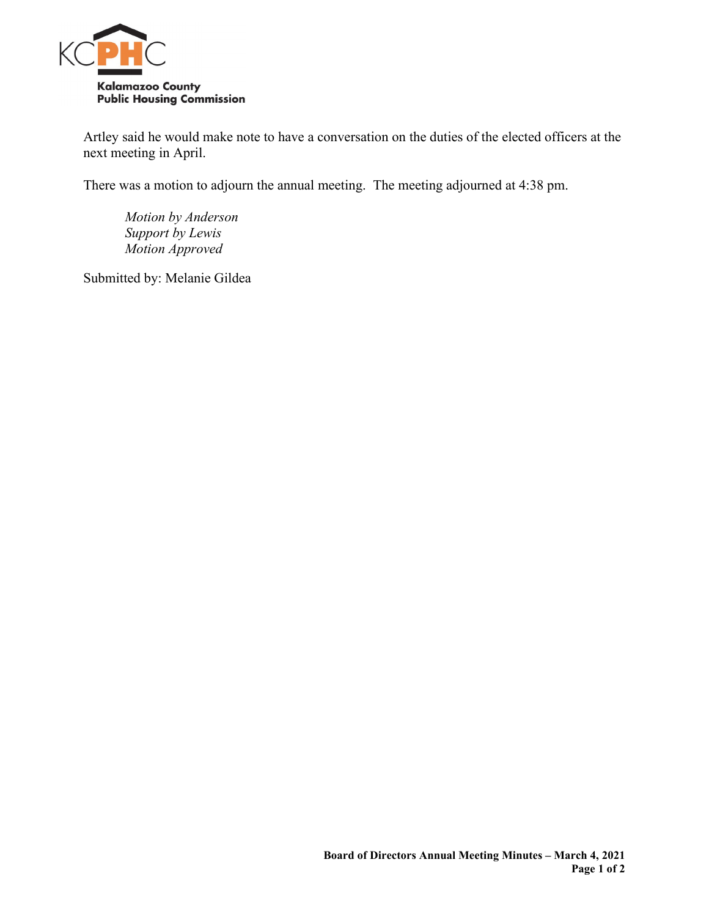Artley said he would make note to have a conversation on the duties of the elected officers at the next meeting in April.

There was a motion to adjourn the annual meeting. The meeting adjourned at 4:38 pm.

> *Motion by Anderson*
> *Support by Lewis*
> *Motion Approved*

Submitted by: Melanie Gildea